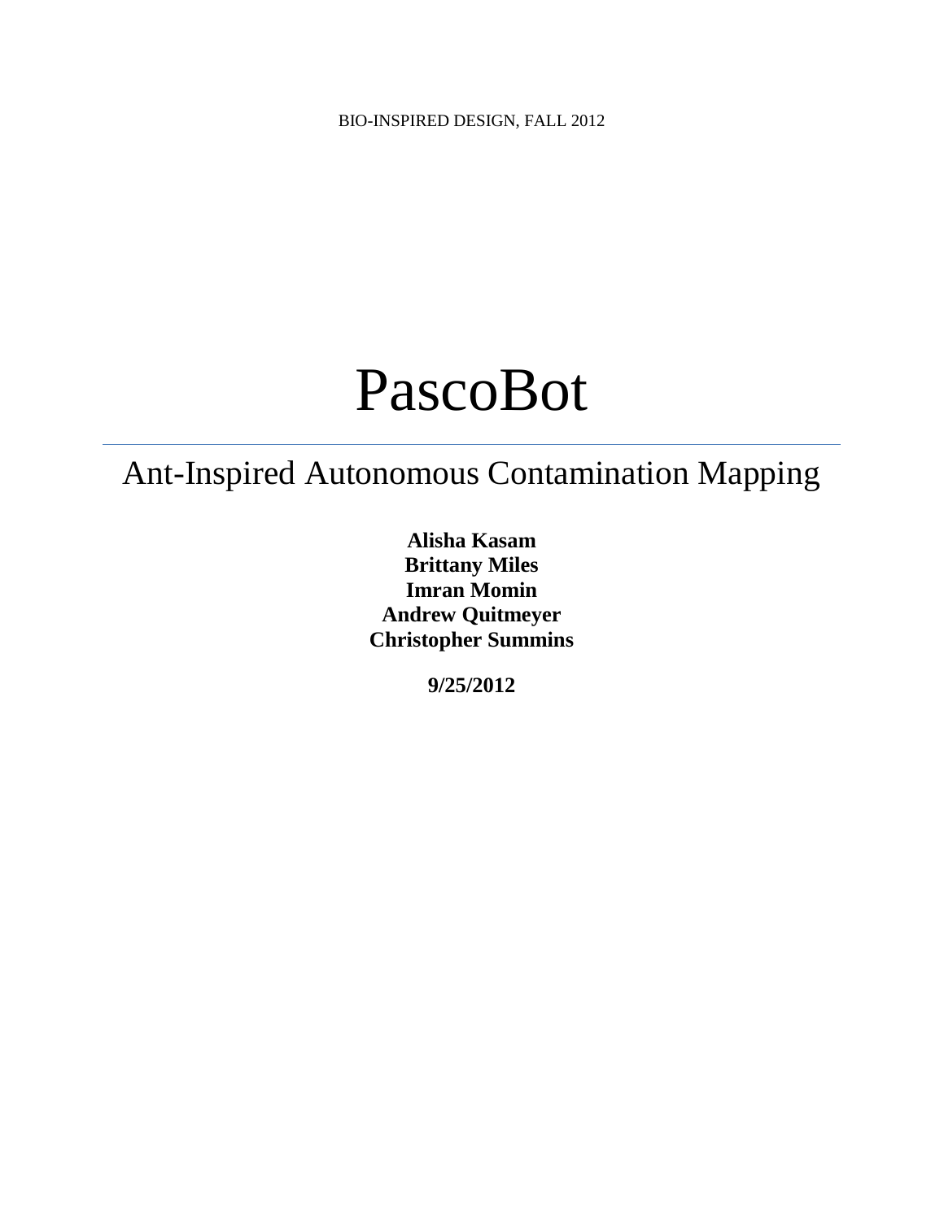BIO-INSPIRED DESIGN, FALL 2012

# PascoBot

## Ant-Inspired Autonomous Contamination Mapping

**Alisha Kasam**
**Brittany Miles**
**Imran Momin**
**Andrew Quitmeyer**
**Christopher Summins**

**9/25/2012**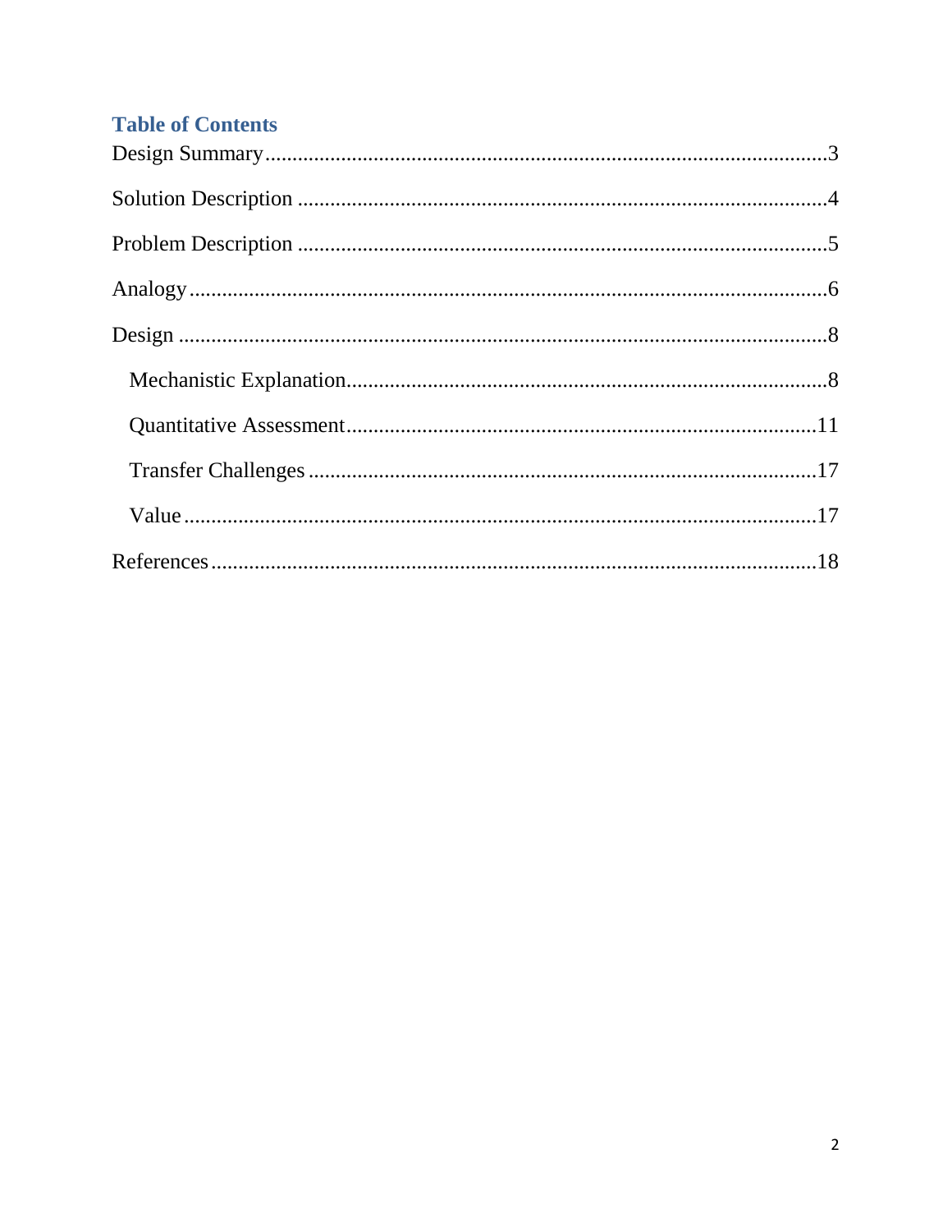## Table of Contents

Design Summary ........................................................................................................ 3

Solution Description .................................................................................................. 4

Problem Description .................................................................................................. 5

Analogy ..................................................................................................................... 6

Design ........................................................................................................................ 8

- Mechanistic Explanation ........................................................................................ 8
- Quantitative Assessment ....................................................................................... 11
- Transfer Challenges .............................................................................................. 17
- Value ..................................................................................................................... 17

References ................................................................................................................ 18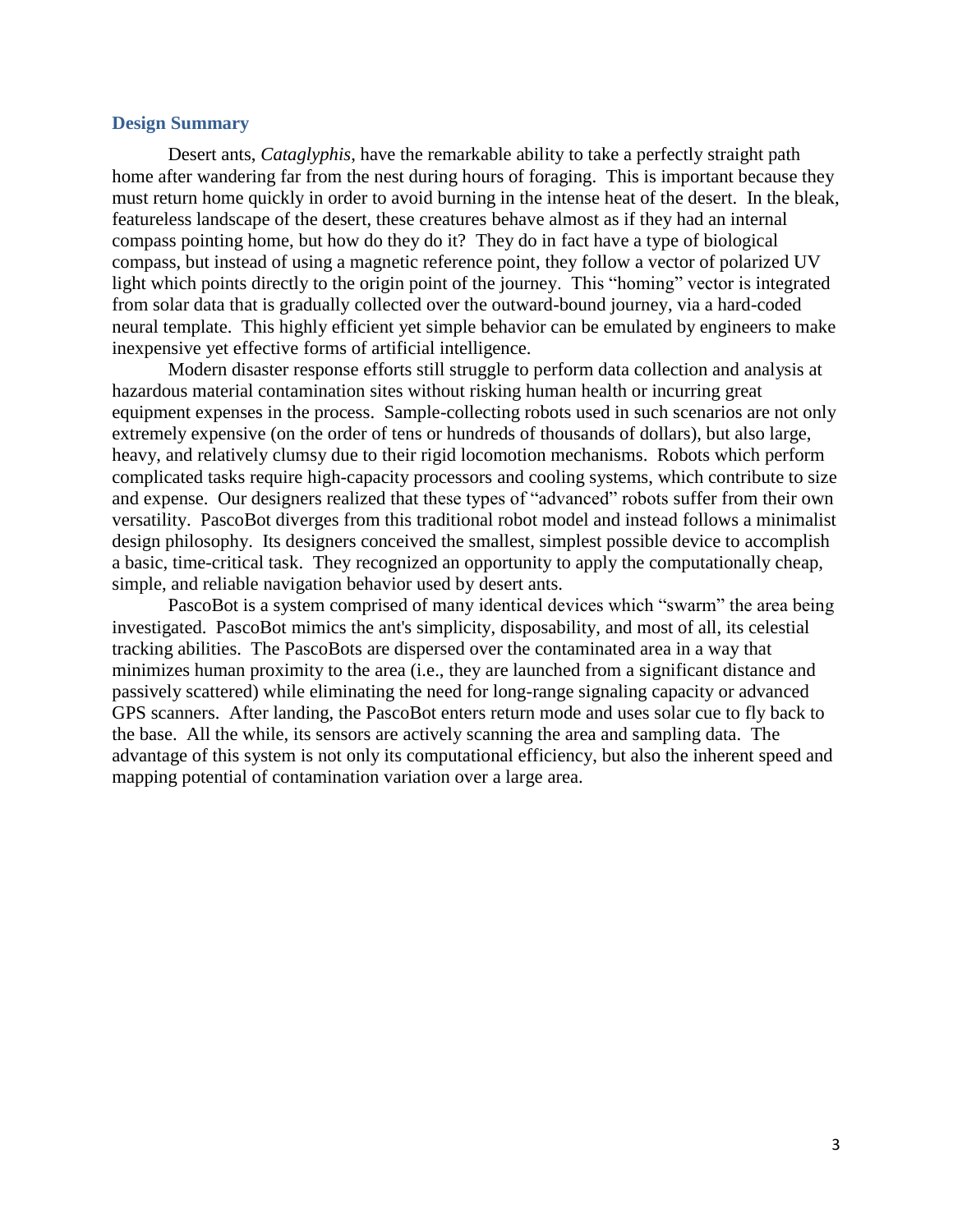## Design Summary

Desert ants, *Cataglyphis*, have the remarkable ability to take a perfectly straight path home after wandering far from the nest during hours of foraging. This is important because they must return home quickly in order to avoid burning in the intense heat of the desert. In the bleak, featureless landscape of the desert, these creatures behave almost as if they had an internal compass pointing home, but how do they do it? They do in fact have a type of biological compass, but instead of using a magnetic reference point, they follow a vector of polarized UV light which points directly to the origin point of the journey. This "homing" vector is integrated from solar data that is gradually collected over the outward-bound journey, via a hard-coded neural template. This highly efficient yet simple behavior can be emulated by engineers to make inexpensive yet effective forms of artificial intelligence.

Modern disaster response efforts still struggle to perform data collection and analysis at hazardous material contamination sites without risking human health or incurring great equipment expenses in the process. Sample-collecting robots used in such scenarios are not only extremely expensive (on the order of tens or hundreds of thousands of dollars), but also large, heavy, and relatively clumsy due to their rigid locomotion mechanisms. Robots which perform complicated tasks require high-capacity processors and cooling systems, which contribute to size and expense. Our designers realized that these types of "advanced" robots suffer from their own versatility. PascoBot diverges from this traditional robot model and instead follows a minimalist design philosophy. Its designers conceived the smallest, simplest possible device to accomplish a basic, time-critical task. They recognized an opportunity to apply the computationally cheap, simple, and reliable navigation behavior used by desert ants.

PascoBot is a system comprised of many identical devices which "swarm" the area being investigated. PascoBot mimics the ant's simplicity, disposability, and most of all, its celestial tracking abilities. The PascoBots are dispersed over the contaminated area in a way that minimizes human proximity to the area (i.e., they are launched from a significant distance and passively scattered) while eliminating the need for long-range signaling capacity or advanced GPS scanners. After landing, the PascoBot enters return mode and uses solar cue to fly back to the base. All the while, its sensors are actively scanning the area and sampling data. The advantage of this system is not only its computational efficiency, but also the inherent speed and mapping potential of contamination variation over a large area.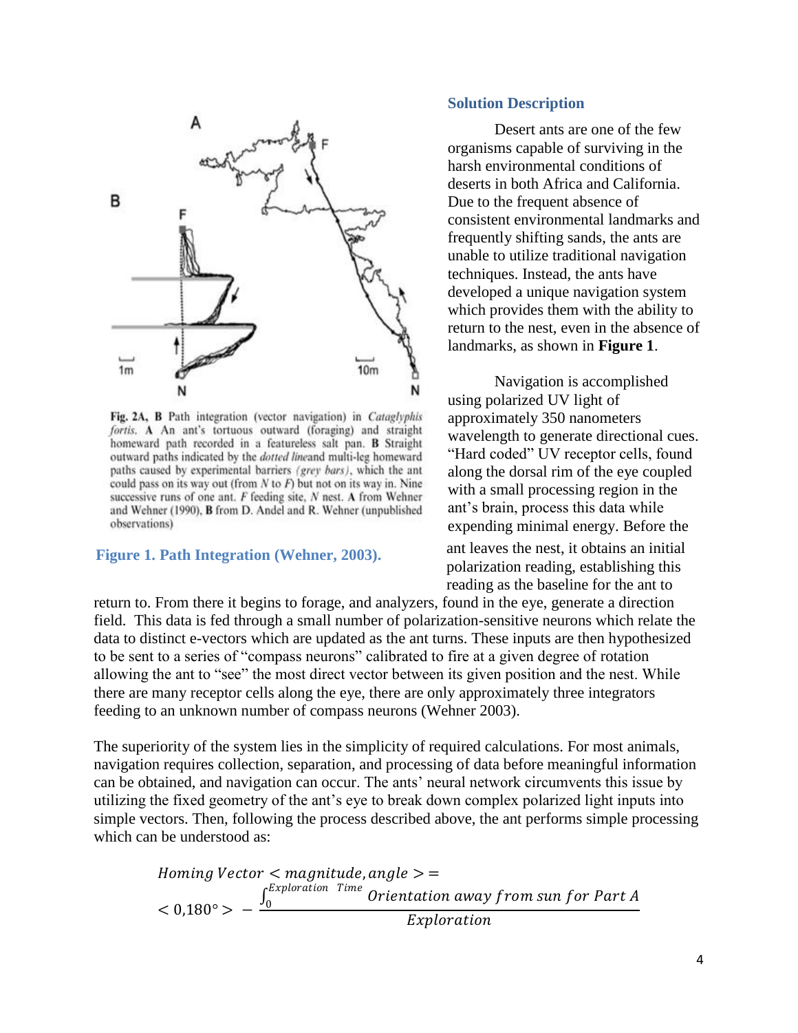Fig. 2A, B Path integration (vector navigation) in *Cataglyphis fortis*. **A** An ant's tortuous outward (foraging) and straight homeward path recorded in a featureless salt pan. **B** Straight outward paths indicated by the *dotted line*and multi-leg homeward paths caused by experimental barriers *(grey bars)*, which the ant could pass on its way out (from *N* to *F*) but not on its way in. Nine successive runs of one ant. *F* feeding site, *N* nest. **A** from Wehner and Wehner (1990), **B** from D. Andel and R. Wehner (unpublished observations)

**Figure 1. Path Integration (Wehner, 2003).**

## Solution Description

Desert ants are one of the few organisms capable of surviving in the harsh environmental conditions of deserts in both Africa and California. Due to the frequent absence of consistent environmental landmarks and frequently shifting sands, the ants are unable to utilize traditional navigation techniques. Instead, the ants have developed a unique navigation system which provides them with the ability to return to the nest, even in the absence of landmarks, as shown in **Figure 1**.

Navigation is accomplished using polarized UV light of approximately 350 nanometers wavelength to generate directional cues. "Hard coded" UV receptor cells, found along the dorsal rim of the eye coupled with a small processing region in the ant's brain, process this data while expending minimal energy. Before the ant leaves the nest, it obtains an initial polarization reading, establishing this reading as the baseline for the ant to return to. From there it begins to forage, and analyzers, found in the eye, generate a direction field. This data is fed through a small number of polarization-sensitive neurons which relate the data to distinct e-vectors which are updated as the ant turns. These inputs are then hypothesized to be sent to a series of "compass neurons" calibrated to fire at a given degree of rotation allowing the ant to "see" the most direct vector between its given position and the nest. While there are many receptor cells along the eye, there are only approximately three integrators feeding to an unknown number of compass neurons (Wehner 2003).

The superiority of the system lies in the simplicity of required calculations. For most animals, navigation requires collection, separation, and processing of data before meaningful information can be obtained, and navigation can occur. The ants' neural network circumvents this issue by utilizing the fixed geometry of the ant's eye to break down complex polarized light inputs into simple vectors. Then, following the process described above, the ant performs simple processing which can be understood as:

$$Homing\ Vector < magnitude, angle > = \\ < 0{,}180° > - \frac{\int_0^{Exploration\ \ Time} Orientation\ away\ from\ sun\ for\ Part\ A}{Exploration}$$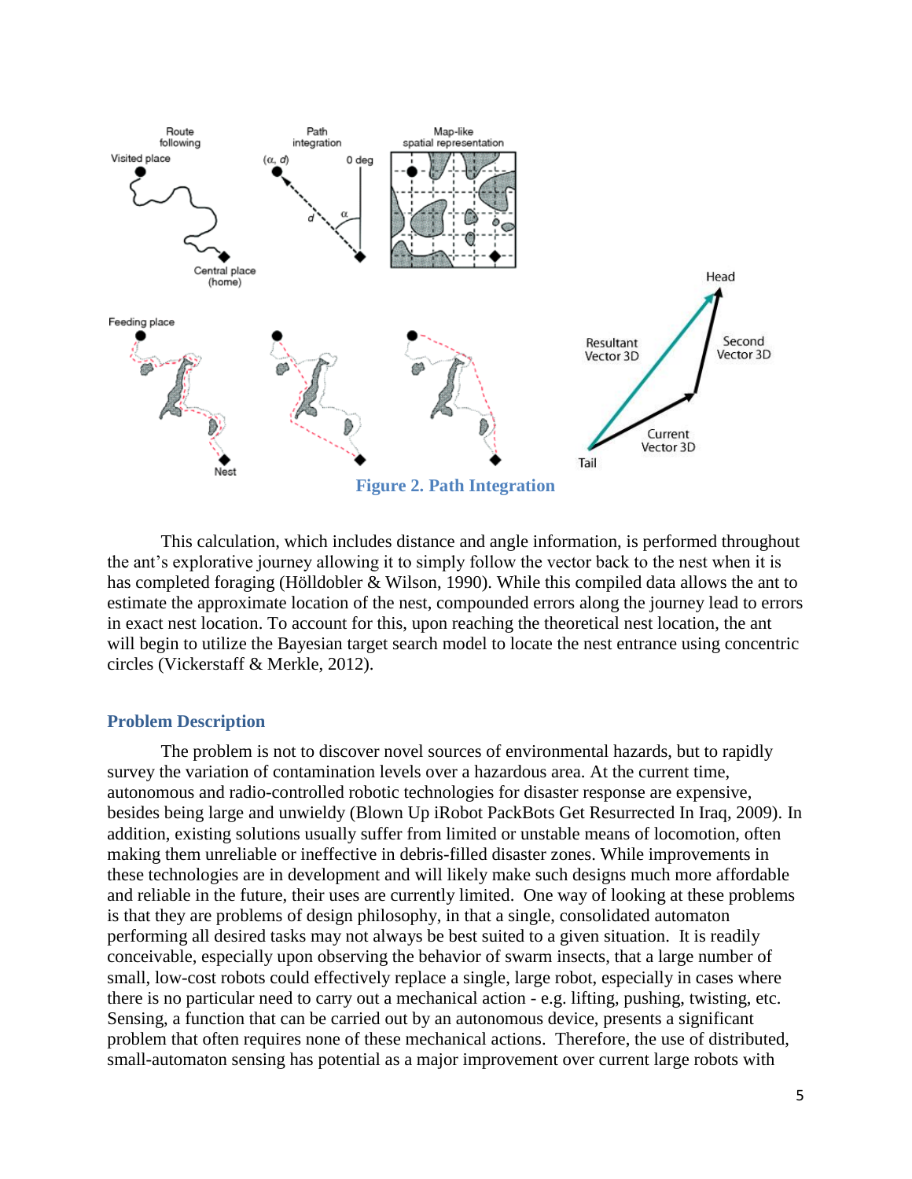Figure 2. Path Integration

This calculation, which includes distance and angle information, is performed throughout the ant's explorative journey allowing it to simply follow the vector back to the nest when it is has completed foraging (Hölldobler & Wilson, 1990). While this compiled data allows the ant to estimate the approximate location of the nest, compounded errors along the journey lead to errors in exact nest location. To account for this, upon reaching the theoretical nest location, the ant will begin to utilize the Bayesian target search model to locate the nest entrance using concentric circles (Vickerstaff & Merkle, 2012).

## Problem Description

The problem is not to discover novel sources of environmental hazards, but to rapidly survey the variation of contamination levels over a hazardous area. At the current time, autonomous and radio-controlled robotic technologies for disaster response are expensive, besides being large and unwieldy (Blown Up iRobot PackBots Get Resurrected In Iraq, 2009). In addition, existing solutions usually suffer from limited or unstable means of locomotion, often making them unreliable or ineffective in debris-filled disaster zones. While improvements in these technologies are in development and will likely make such designs much more affordable and reliable in the future, their uses are currently limited. One way of looking at these problems is that they are problems of design philosophy, in that a single, consolidated automaton performing all desired tasks may not always be best suited to a given situation. It is readily conceivable, especially upon observing the behavior of swarm insects, that a large number of small, low-cost robots could effectively replace a single, large robot, especially in cases where there is no particular need to carry out a mechanical action - e.g. lifting, pushing, twisting, etc. Sensing, a function that can be carried out by an autonomous device, presents a significant problem that often requires none of these mechanical actions. Therefore, the use of distributed, small-automaton sensing has potential as a major improvement over current large robots with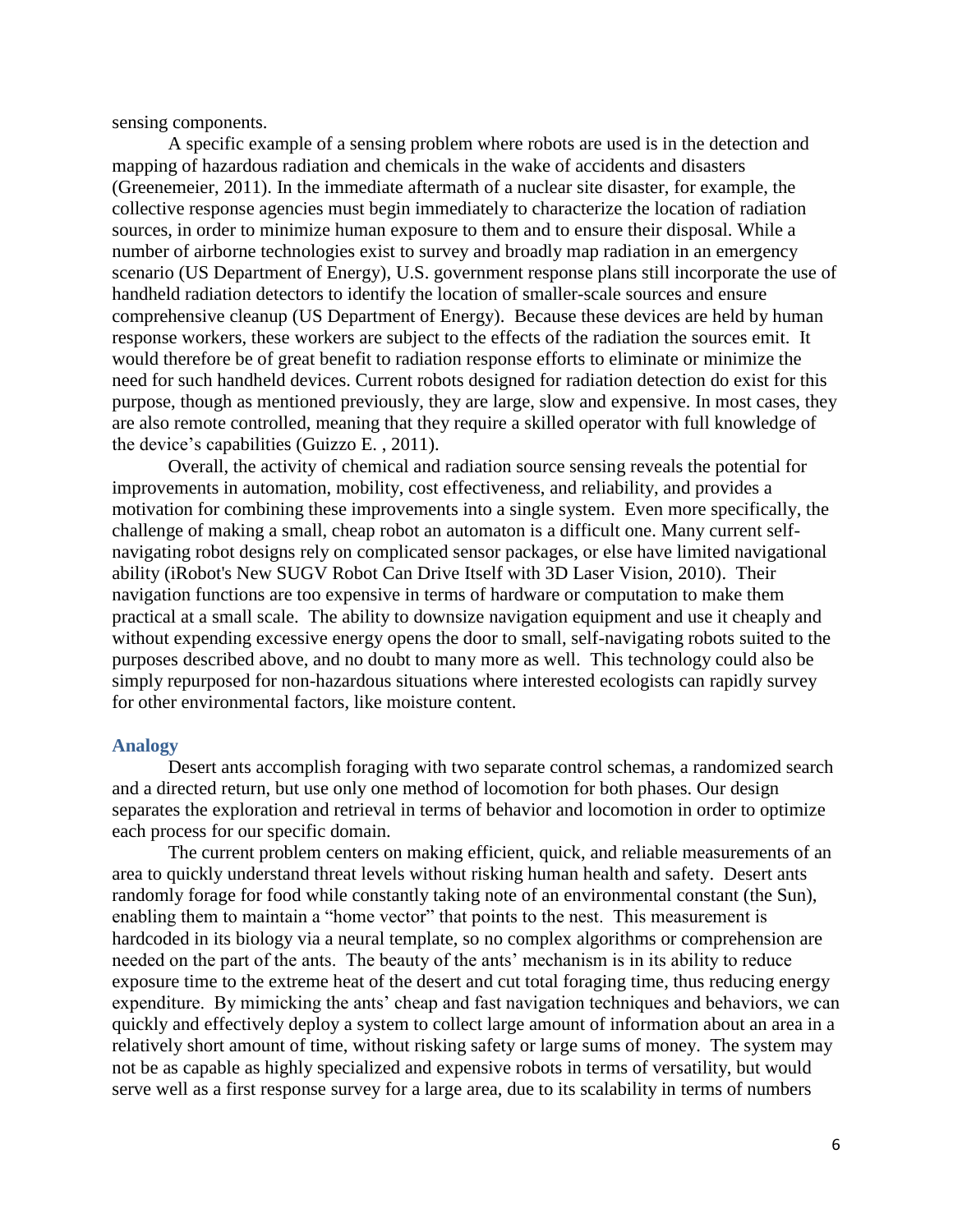sensing components.

A specific example of a sensing problem where robots are used is in the detection and mapping of hazardous radiation and chemicals in the wake of accidents and disasters (Greenemeier, 2011). In the immediate aftermath of a nuclear site disaster, for example, the collective response agencies must begin immediately to characterize the location of radiation sources, in order to minimize human exposure to them and to ensure their disposal. While a number of airborne technologies exist to survey and broadly map radiation in an emergency scenario (US Department of Energy), U.S. government response plans still incorporate the use of handheld radiation detectors to identify the location of smaller-scale sources and ensure comprehensive cleanup (US Department of Energy). Because these devices are held by human response workers, these workers are subject to the effects of the radiation the sources emit. It would therefore be of great benefit to radiation response efforts to eliminate or minimize the need for such handheld devices. Current robots designed for radiation detection do exist for this purpose, though as mentioned previously, they are large, slow and expensive. In most cases, they are also remote controlled, meaning that they require a skilled operator with full knowledge of the device's capabilities (Guizzo E. , 2011).

Overall, the activity of chemical and radiation source sensing reveals the potential for improvements in automation, mobility, cost effectiveness, and reliability, and provides a motivation for combining these improvements into a single system. Even more specifically, the challenge of making a small, cheap robot an automaton is a difficult one. Many current self-navigating robot designs rely on complicated sensor packages, or else have limited navigational ability (iRobot's New SUGV Robot Can Drive Itself with 3D Laser Vision, 2010). Their navigation functions are too expensive in terms of hardware or computation to make them practical at a small scale. The ability to downsize navigation equipment and use it cheaply and without expending excessive energy opens the door to small, self-navigating robots suited to the purposes described above, and no doubt to many more as well. This technology could also be simply repurposed for non-hazardous situations where interested ecologists can rapidly survey for other environmental factors, like moisture content.

### Analogy

Desert ants accomplish foraging with two separate control schemas, a randomized search and a directed return, but use only one method of locomotion for both phases. Our design separates the exploration and retrieval in terms of behavior and locomotion in order to optimize each process for our specific domain.

The current problem centers on making efficient, quick, and reliable measurements of an area to quickly understand threat levels without risking human health and safety. Desert ants randomly forage for food while constantly taking note of an environmental constant (the Sun), enabling them to maintain a "home vector" that points to the nest. This measurement is hardcoded in its biology via a neural template, so no complex algorithms or comprehension are needed on the part of the ants. The beauty of the ants' mechanism is in its ability to reduce exposure time to the extreme heat of the desert and cut total foraging time, thus reducing energy expenditure. By mimicking the ants' cheap and fast navigation techniques and behaviors, we can quickly and effectively deploy a system to collect large amount of information about an area in a relatively short amount of time, without risking safety or large sums of money. The system may not be as capable as highly specialized and expensive robots in terms of versatility, but would serve well as a first response survey for a large area, due to its scalability in terms of numbers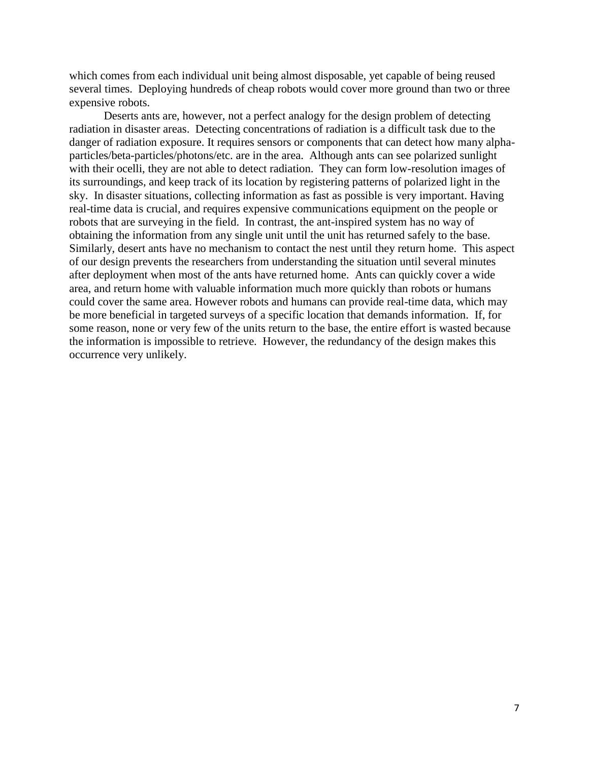which comes from each individual unit being almost disposable, yet capable of being reused several times. Deploying hundreds of cheap robots would cover more ground than two or three expensive robots.

Deserts ants are, however, not a perfect analogy for the design problem of detecting radiation in disaster areas. Detecting concentrations of radiation is a difficult task due to the danger of radiation exposure. It requires sensors or components that can detect how many alpha-particles/beta-particles/photons/etc. are in the area. Although ants can see polarized sunlight with their ocelli, they are not able to detect radiation. They can form low-resolution images of its surroundings, and keep track of its location by registering patterns of polarized light in the sky. In disaster situations, collecting information as fast as possible is very important. Having real-time data is crucial, and requires expensive communications equipment on the people or robots that are surveying in the field. In contrast, the ant-inspired system has no way of obtaining the information from any single unit until the unit has returned safely to the base. Similarly, desert ants have no mechanism to contact the nest until they return home. This aspect of our design prevents the researchers from understanding the situation until several minutes after deployment when most of the ants have returned home. Ants can quickly cover a wide area, and return home with valuable information much more quickly than robots or humans could cover the same area. However robots and humans can provide real-time data, which may be more beneficial in targeted surveys of a specific location that demands information. If, for some reason, none or very few of the units return to the base, the entire effort is wasted because the information is impossible to retrieve. However, the redundancy of the design makes this occurrence very unlikely.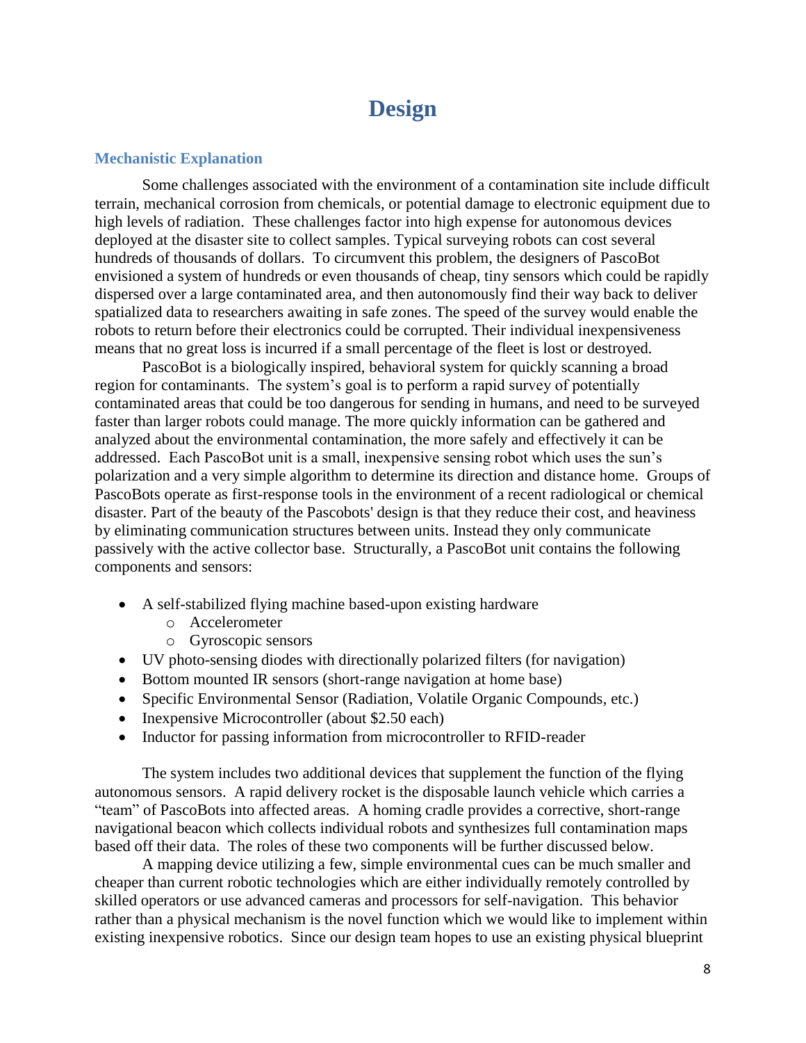# Design

## Mechanistic Explanation

Some challenges associated with the environment of a contamination site include difficult terrain, mechanical corrosion from chemicals, or potential damage to electronic equipment due to high levels of radiation. These challenges factor into high expense for autonomous devices deployed at the disaster site to collect samples. Typical surveying robots can cost several hundreds of thousands of dollars. To circumvent this problem, the designers of PascoBot envisioned a system of hundreds or even thousands of cheap, tiny sensors which could be rapidly dispersed over a large contaminated area, and then autonomously find their way back to deliver spatialized data to researchers awaiting in safe zones. The speed of the survey would enable the robots to return before their electronics could be corrupted. Their individual inexpensiveness means that no great loss is incurred if a small percentage of the fleet is lost or destroyed.

PascoBot is a biologically inspired, behavioral system for quickly scanning a broad region for contaminants. The system's goal is to perform a rapid survey of potentially contaminated areas that could be too dangerous for sending in humans, and need to be surveyed faster than larger robots could manage. The more quickly information can be gathered and analyzed about the environmental contamination, the more safely and effectively it can be addressed. Each PascoBot unit is a small, inexpensive sensing robot which uses the sun's polarization and a very simple algorithm to determine its direction and distance home. Groups of PascoBots operate as first-response tools in the environment of a recent radiological or chemical disaster. Part of the beauty of the Pascobots' design is that they reduce their cost, and heaviness by eliminating communication structures between units. Instead they only communicate passively with the active collector base. Structurally, a PascoBot unit contains the following components and sensors:

- A self-stabilized flying machine based-upon existing hardware
  - Accelerometer
  - Gyroscopic sensors
- UV photo-sensing diodes with directionally polarized filters (for navigation)
- Bottom mounted IR sensors (short-range navigation at home base)
- Specific Environmental Sensor (Radiation, Volatile Organic Compounds, etc.)
- Inexpensive Microcontroller (about $2.50 each)
- Inductor for passing information from microcontroller to RFID-reader

The system includes two additional devices that supplement the function of the flying autonomous sensors. A rapid delivery rocket is the disposable launch vehicle which carries a "team" of PascoBots into affected areas. A homing cradle provides a corrective, short-range navigational beacon which collects individual robots and synthesizes full contamination maps based off their data. The roles of these two components will be further discussed below.

A mapping device utilizing a few, simple environmental cues can be much smaller and cheaper than current robotic technologies which are either individually remotely controlled by skilled operators or use advanced cameras and processors for self-navigation. This behavior rather than a physical mechanism is the novel function which we would like to implement within existing inexpensive robotics. Since our design team hopes to use an existing physical blueprint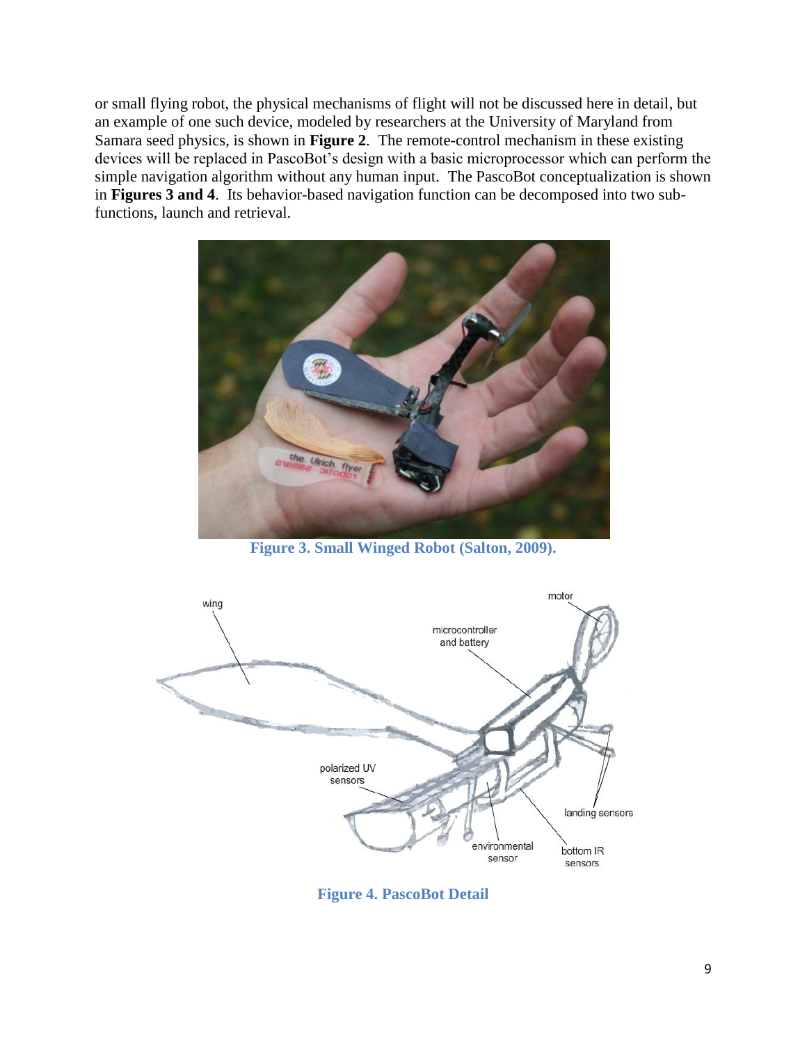or small flying robot, the physical mechanisms of flight will not be discussed here in detail, but an example of one such device, modeled by researchers at the University of Maryland from Samara seed physics, is shown in **Figure 2**. The remote-control mechanism in these existing devices will be replaced in PascoBot's design with a basic microprocessor which can perform the simple navigation algorithm without any human input. The PascoBot conceptualization is shown in **Figures 3 and 4**. Its behavior-based navigation function can be decomposed into two sub-functions, launch and retrieval.

**Figure 3. Small Winged Robot (Salton, 2009).**

**Figure 4. PascoBot Detail**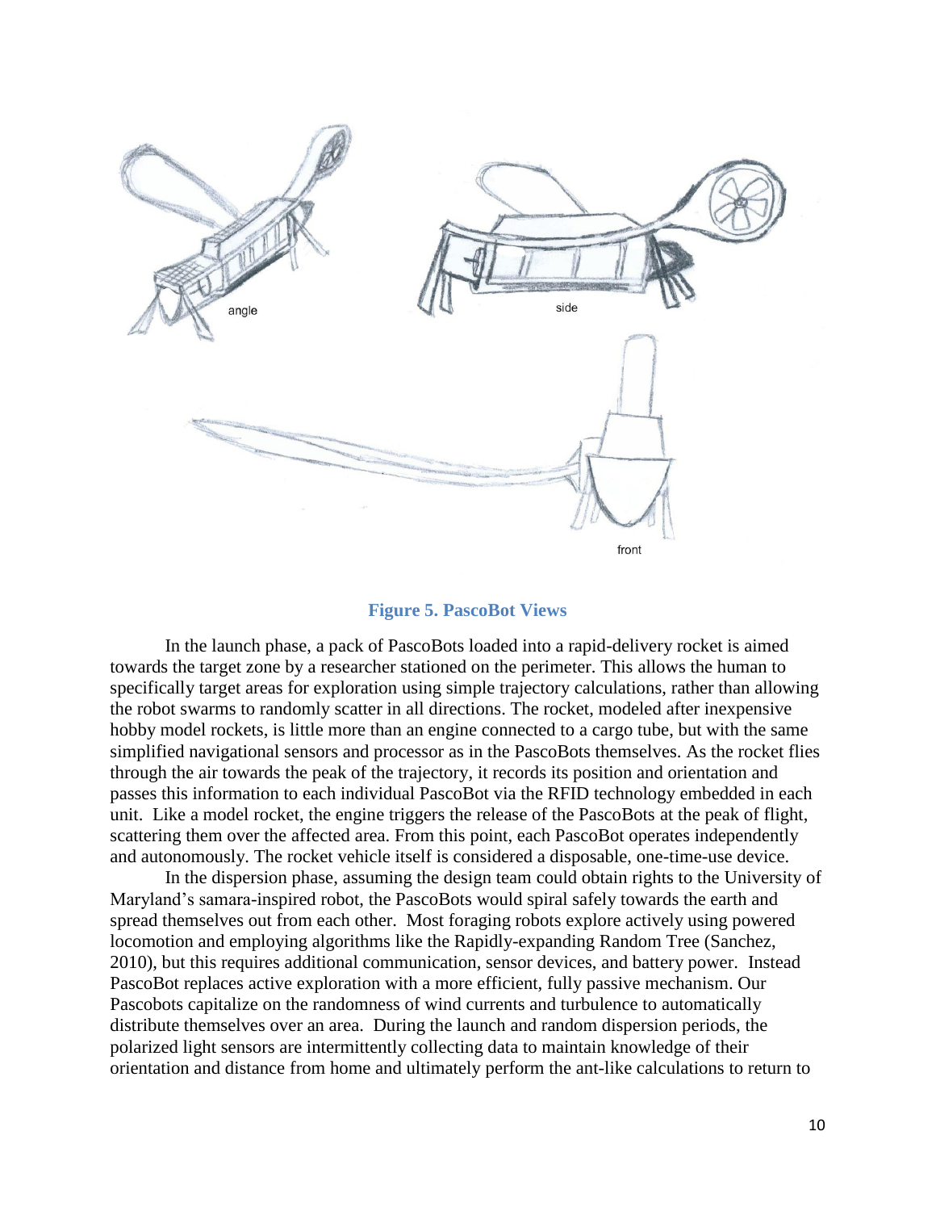**Figure 5. PascoBot Views**

In the launch phase, a pack of PascoBots loaded into a rapid-delivery rocket is aimed towards the target zone by a researcher stationed on the perimeter. This allows the human to specifically target areas for exploration using simple trajectory calculations, rather than allowing the robot swarms to randomly scatter in all directions. The rocket, modeled after inexpensive hobby model rockets, is little more than an engine connected to a cargo tube, but with the same simplified navigational sensors and processor as in the PascoBots themselves. As the rocket flies through the air towards the peak of the trajectory, it records its position and orientation and passes this information to each individual PascoBot via the RFID technology embedded in each unit. Like a model rocket, the engine triggers the release of the PascoBots at the peak of flight, scattering them over the affected area. From this point, each PascoBot operates independently and autonomously. The rocket vehicle itself is considered a disposable, one-time-use device.

In the dispersion phase, assuming the design team could obtain rights to the University of Maryland's samara-inspired robot, the PascoBots would spiral safely towards the earth and spread themselves out from each other. Most foraging robots explore actively using powered locomotion and employing algorithms like the Rapidly-expanding Random Tree (Sanchez, 2010), but this requires additional communication, sensor devices, and battery power. Instead PascoBot replaces active exploration with a more efficient, fully passive mechanism. Our Pascobots capitalize on the randomness of wind currents and turbulence to automatically distribute themselves over an area. During the launch and random dispersion periods, the polarized light sensors are intermittently collecting data to maintain knowledge of their orientation and distance from home and ultimately perform the ant-like calculations to return to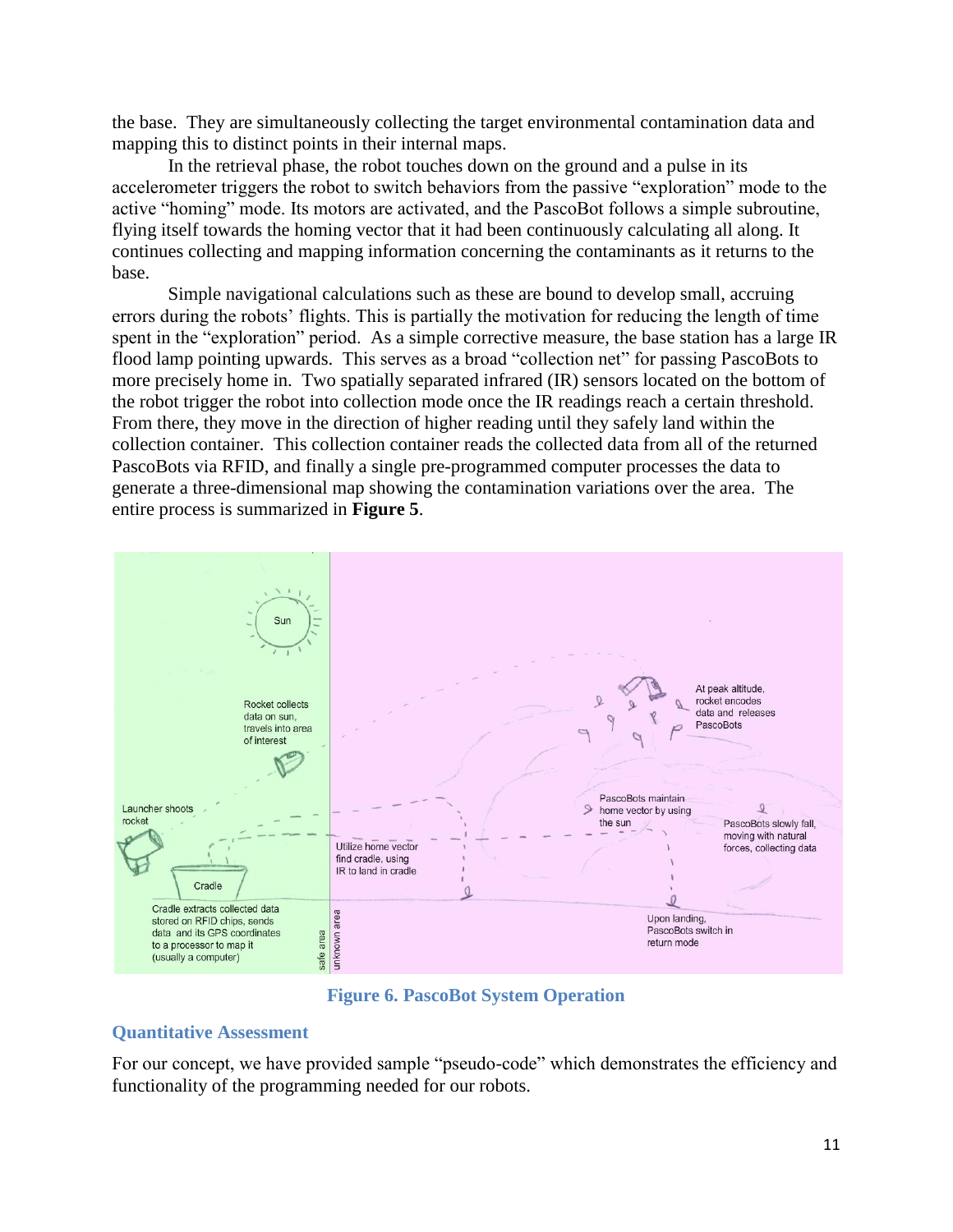the base. They are simultaneously collecting the target environmental contamination data and mapping this to distinct points in their internal maps.

In the retrieval phase, the robot touches down on the ground and a pulse in its accelerometer triggers the robot to switch behaviors from the passive "exploration" mode to the active "homing" mode. Its motors are activated, and the PascoBot follows a simple subroutine, flying itself towards the homing vector that it had been continuously calculating all along. It continues collecting and mapping information concerning the contaminants as it returns to the base.

Simple navigational calculations such as these are bound to develop small, accruing errors during the robots' flights. This is partially the motivation for reducing the length of time spent in the "exploration" period. As a simple corrective measure, the base station has a large IR flood lamp pointing upwards. This serves as a broad "collection net" for passing PascoBots to more precisely home in. Two spatially separated infrared (IR) sensors located on the bottom of the robot trigger the robot into collection mode once the IR readings reach a certain threshold. From there, they move in the direction of higher reading until they safely land within the collection container. This collection container reads the collected data from all of the returned PascoBots via RFID, and finally a single pre-programmed computer processes the data to generate a three-dimensional map showing the contamination variations over the area. The entire process is summarized in **Figure 5**.

**Figure 6. PascoBot System Operation**

## Quantitative Assessment

For our concept, we have provided sample "pseudo-code" which demonstrates the efficiency and functionality of the programming needed for our robots.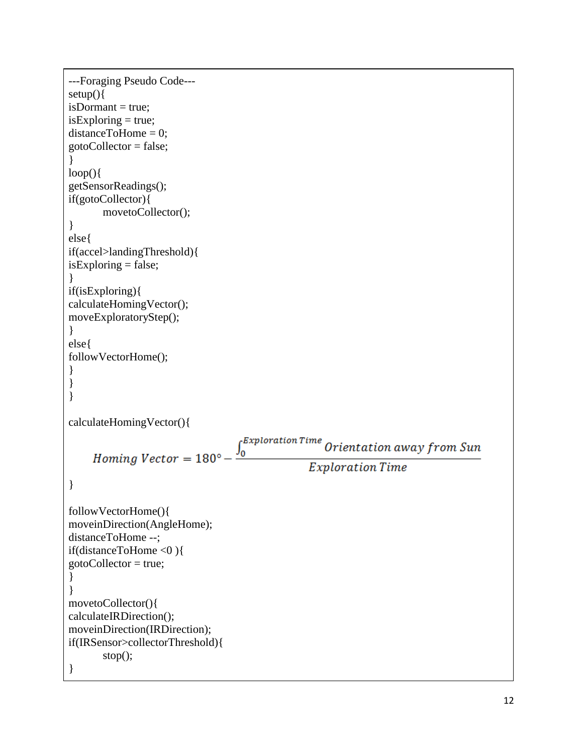```
---Foraging Pseudo Code---
setup(){
isDormant = true;
isExploring = true;
distanceToHome = 0;
gotoCollector = false;
}
loop(){
getSensorReadings();
if(gotoCollector){
        movetoCollector();
}
else{
if(accel>landingThreshold){
isExploring = false;
}
if(isExploring){
calculateHomingVector();
moveExploratoryStep();
}
else{
followVectorHome();
}
}
}

calculateHomingVector(){
```

$$Homing\ Vector = 180^{\circ} - \frac{\int_{0}^{Exploration\ Time} Orientation\ away\ from\ Sun}{Exploration\ Time}$$

```
}

followVectorHome(){
moveinDirection(AngleHome);
distanceToHome --;
if(distanceToHome <0 ){
gotoCollector = true;
}
}
movetoCollector(){
calculateIRDirection();
moveinDirection(IRDirection);
if(IRSensor>collectorThreshold){
        stop();
}
```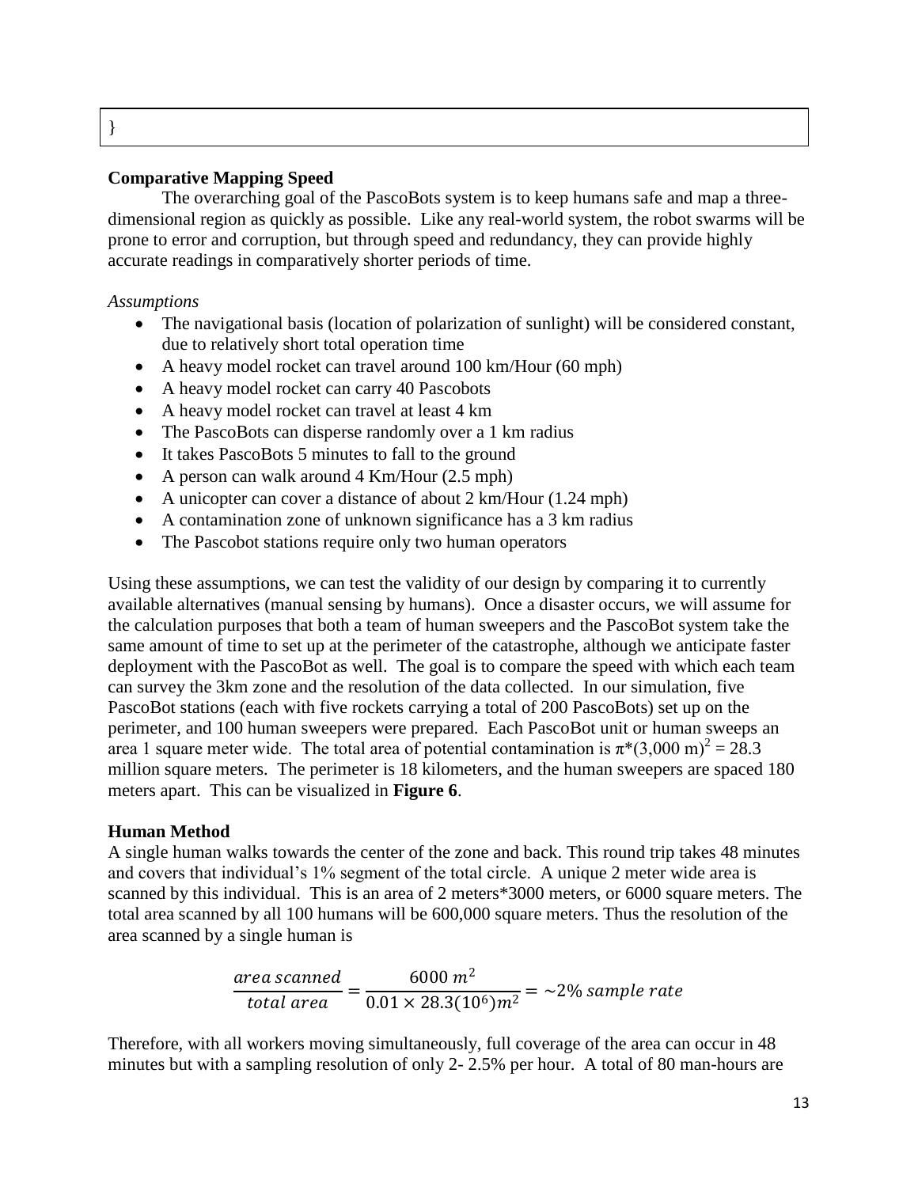```
}
```

**Comparative Mapping Speed**

The overarching goal of the PascoBots system is to keep humans safe and map a three-dimensional region as quickly as possible. Like any real-world system, the robot swarms will be prone to error and corruption, but through speed and redundancy, they can provide highly accurate readings in comparatively shorter periods of time.

*Assumptions*

- The navigational basis (location of polarization of sunlight) will be considered constant, due to relatively short total operation time
- A heavy model rocket can travel around 100 km/Hour (60 mph)
- A heavy model rocket can carry 40 Pascobots
- A heavy model rocket can travel at least 4 km
- The PascoBots can disperse randomly over a 1 km radius
- It takes PascoBots 5 minutes to fall to the ground
- A person can walk around 4 Km/Hour (2.5 mph)
- A unicopter can cover a distance of about 2 km/Hour (1.24 mph)
- A contamination zone of unknown significance has a 3 km radius
- The Pascobot stations require only two human operators

Using these assumptions, we can test the validity of our design by comparing it to currently available alternatives (manual sensing by humans). Once a disaster occurs, we will assume for the calculation purposes that both a team of human sweepers and the PascoBot system take the same amount of time to set up at the perimeter of the catastrophe, although we anticipate faster deployment with the PascoBot as well. The goal is to compare the speed with which each team can survey the 3km zone and the resolution of the data collected. In our simulation, five PascoBot stations (each with five rockets carrying a total of 200 PascoBots) set up on the perimeter, and 100 human sweepers were prepared. Each PascoBot unit or human sweeps an area 1 square meter wide. The total area of potential contamination is $\pi*(3{,}000 \text{ m})^2 = 28.3$ million square meters. The perimeter is 18 kilometers, and the human sweepers are spaced 180 meters apart. This can be visualized in **Figure 6**.

**Human Method**

A single human walks towards the center of the zone and back. This round trip takes 48 minutes and covers that individual's 1% segment of the total circle. A unique 2 meter wide area is scanned by this individual. This is an area of 2 meters*3000 meters, or 6000 square meters. The total area scanned by all 100 humans will be 600,000 square meters. Thus the resolution of the area scanned by a single human is

$$\frac{area\ scanned}{total\ area} = \frac{6000\ m^2}{0.01 \times 28.3(10^6)m^2} = \sim 2\%\ sample\ rate$$

Therefore, with all workers moving simultaneously, full coverage of the area can occur in 48 minutes but with a sampling resolution of only 2- 2.5% per hour. A total of 80 man-hours are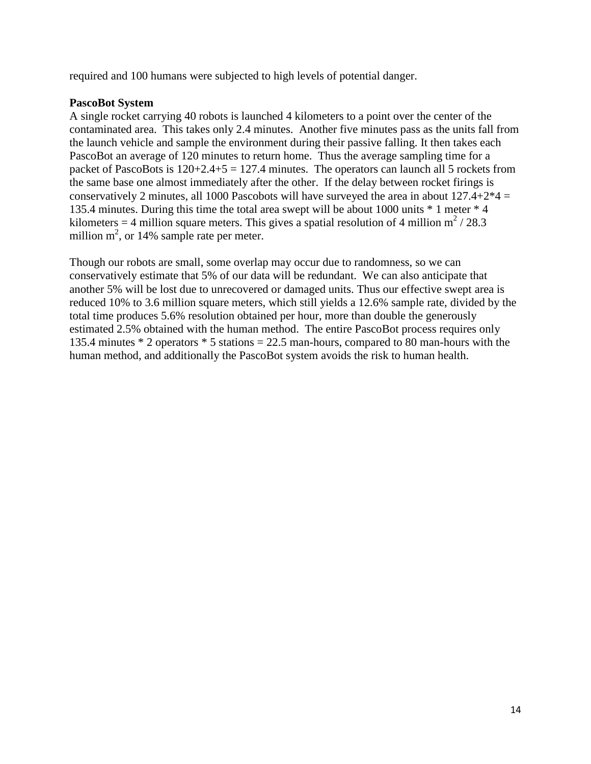required and 100 humans were subjected to high levels of potential danger.

**PascoBot System**

A single rocket carrying 40 robots is launched 4 kilometers to a point over the center of the contaminated area. This takes only 2.4 minutes. Another five minutes pass as the units fall from the launch vehicle and sample the environment during their passive falling. It then takes each PascoBot an average of 120 minutes to return home. Thus the average sampling time for a packet of PascoBots is 120+2.4+5 = 127.4 minutes. The operators can launch all 5 rockets from the same base one almost immediately after the other. If the delay between rocket firings is conservatively 2 minutes, all 1000 Pascobots will have surveyed the area in about 127.4+2*4 = 135.4 minutes. During this time the total area swept will be about 1000 units * 1 meter * 4 kilometers = 4 million square meters. This gives a spatial resolution of 4 million $m^2$ / 28.3 million $m^2$, or 14% sample rate per meter.

Though our robots are small, some overlap may occur due to randomness, so we can conservatively estimate that 5% of our data will be redundant. We can also anticipate that another 5% will be lost due to unrecovered or damaged units. Thus our effective swept area is reduced 10% to 3.6 million square meters, which still yields a 12.6% sample rate, divided by the total time produces 5.6% resolution obtained per hour, more than double the generously estimated 2.5% obtained with the human method. The entire PascoBot process requires only 135.4 minutes * 2 operators * 5 stations = 22.5 man-hours, compared to 80 man-hours with the human method, and additionally the PascoBot system avoids the risk to human health.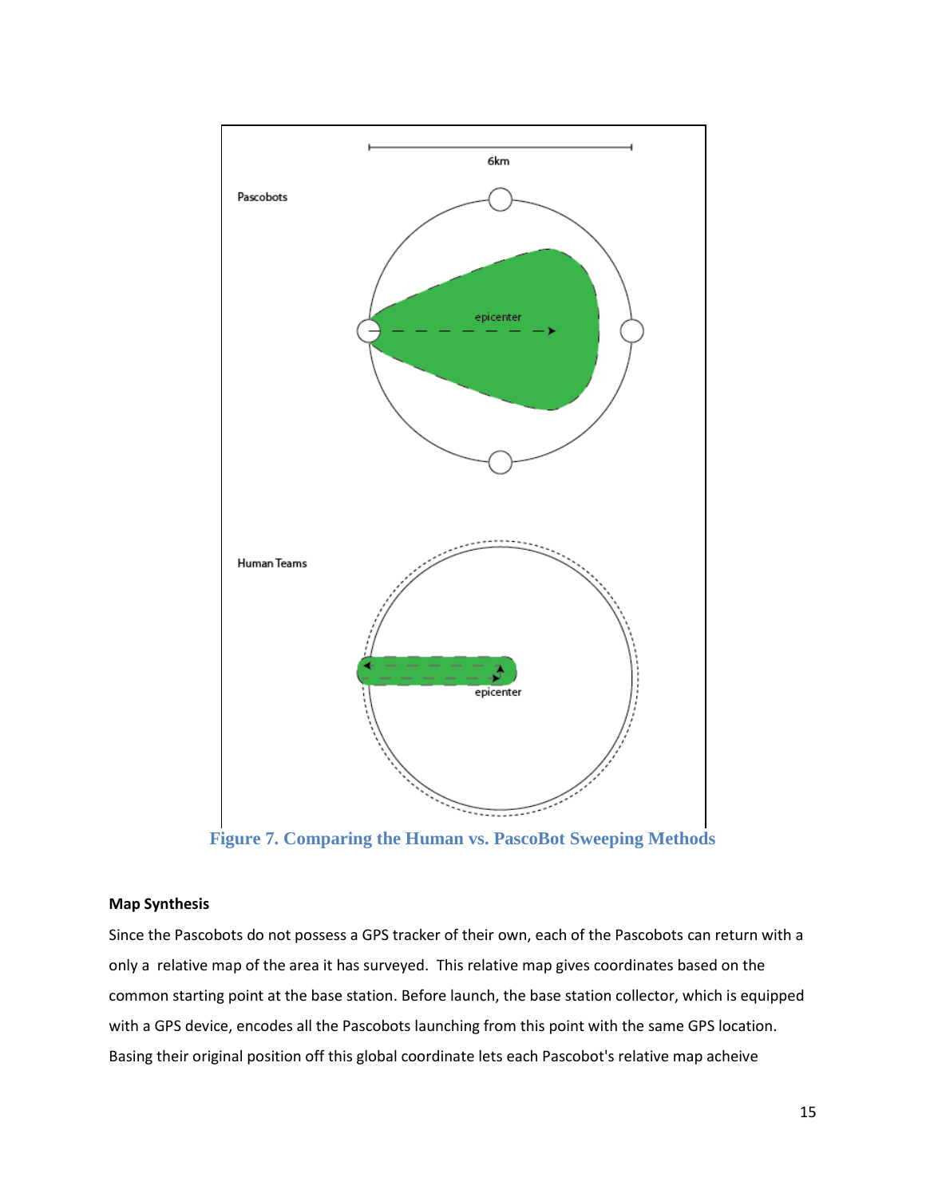Figure 7. Comparing the Human vs. PascoBot Sweeping Methods

**Map Synthesis**

Since the Pascobots do not possess a GPS tracker of their own, each of the Pascobots can return with a only a relative map of the area it has surveyed. This relative map gives coordinates based on the common starting point at the base station. Before launch, the base station collector, which is equipped with a GPS device, encodes all the Pascobots launching from this point with the same GPS location. Basing their original position off this global coordinate lets each Pascobot's relative map acheive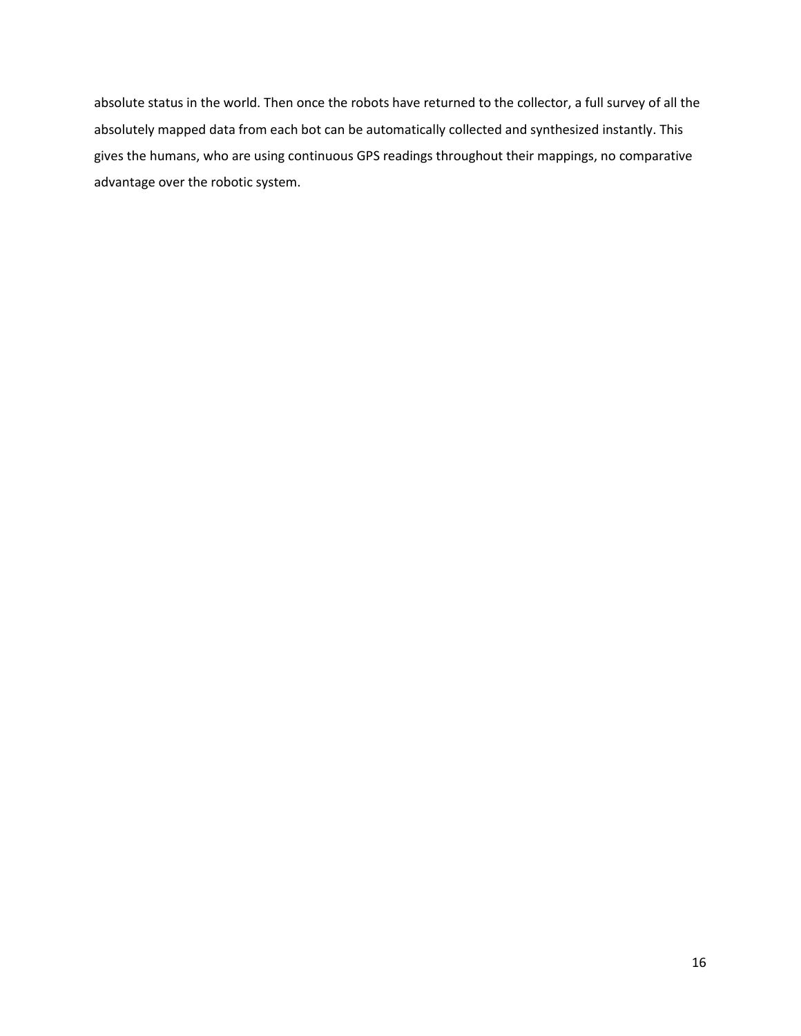absolute status in the world. Then once the robots have returned to the collector, a full survey of all the absolutely mapped data from each bot can be automatically collected and synthesized instantly. This gives the humans, who are using continuous GPS readings throughout their mappings, no comparative advantage over the robotic system.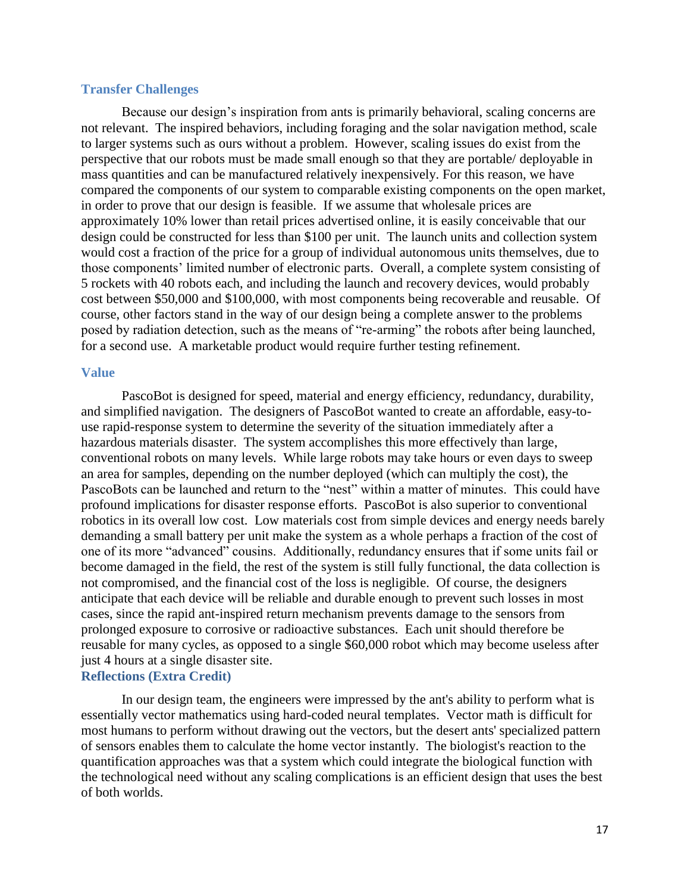## Transfer Challenges

Because our design's inspiration from ants is primarily behavioral, scaling concerns are not relevant. The inspired behaviors, including foraging and the solar navigation method, scale to larger systems such as ours without a problem. However, scaling issues do exist from the perspective that our robots must be made small enough so that they are portable/ deployable in mass quantities and can be manufactured relatively inexpensively. For this reason, we have compared the components of our system to comparable existing components on the open market, in order to prove that our design is feasible. If we assume that wholesale prices are approximately 10% lower than retail prices advertised online, it is easily conceivable that our design could be constructed for less than $100 per unit. The launch units and collection system would cost a fraction of the price for a group of individual autonomous units themselves, due to those components' limited number of electronic parts. Overall, a complete system consisting of 5 rockets with 40 robots each, and including the launch and recovery devices, would probably cost between $50,000 and $100,000, with most components being recoverable and reusable. Of course, other factors stand in the way of our design being a complete answer to the problems posed by radiation detection, such as the means of "re-arming" the robots after being launched, for a second use. A marketable product would require further testing refinement.

## Value

PascoBot is designed for speed, material and energy efficiency, redundancy, durability, and simplified navigation. The designers of PascoBot wanted to create an affordable, easy-to-use rapid-response system to determine the severity of the situation immediately after a hazardous materials disaster. The system accomplishes this more effectively than large, conventional robots on many levels. While large robots may take hours or even days to sweep an area for samples, depending on the number deployed (which can multiply the cost), the PascoBots can be launched and return to the "nest" within a matter of minutes. This could have profound implications for disaster response efforts. PascoBot is also superior to conventional robotics in its overall low cost. Low materials cost from simple devices and energy needs barely demanding a small battery per unit make the system as a whole perhaps a fraction of the cost of one of its more "advanced" cousins. Additionally, redundancy ensures that if some units fail or become damaged in the field, the rest of the system is still fully functional, the data collection is not compromised, and the financial cost of the loss is negligible. Of course, the designers anticipate that each device will be reliable and durable enough to prevent such losses in most cases, since the rapid ant-inspired return mechanism prevents damage to the sensors from prolonged exposure to corrosive or radioactive substances. Each unit should therefore be reusable for many cycles, as opposed to a single $60,000 robot which may become useless after just 4 hours at a single disaster site.

## Reflections (Extra Credit)

In our design team, the engineers were impressed by the ant's ability to perform what is essentially vector mathematics using hard-coded neural templates. Vector math is difficult for most humans to perform without drawing out the vectors, but the desert ants' specialized pattern of sensors enables them to calculate the home vector instantly. The biologist's reaction to the quantification approaches was that a system which could integrate the biological function with the technological need without any scaling complications is an efficient design that uses the best of both worlds.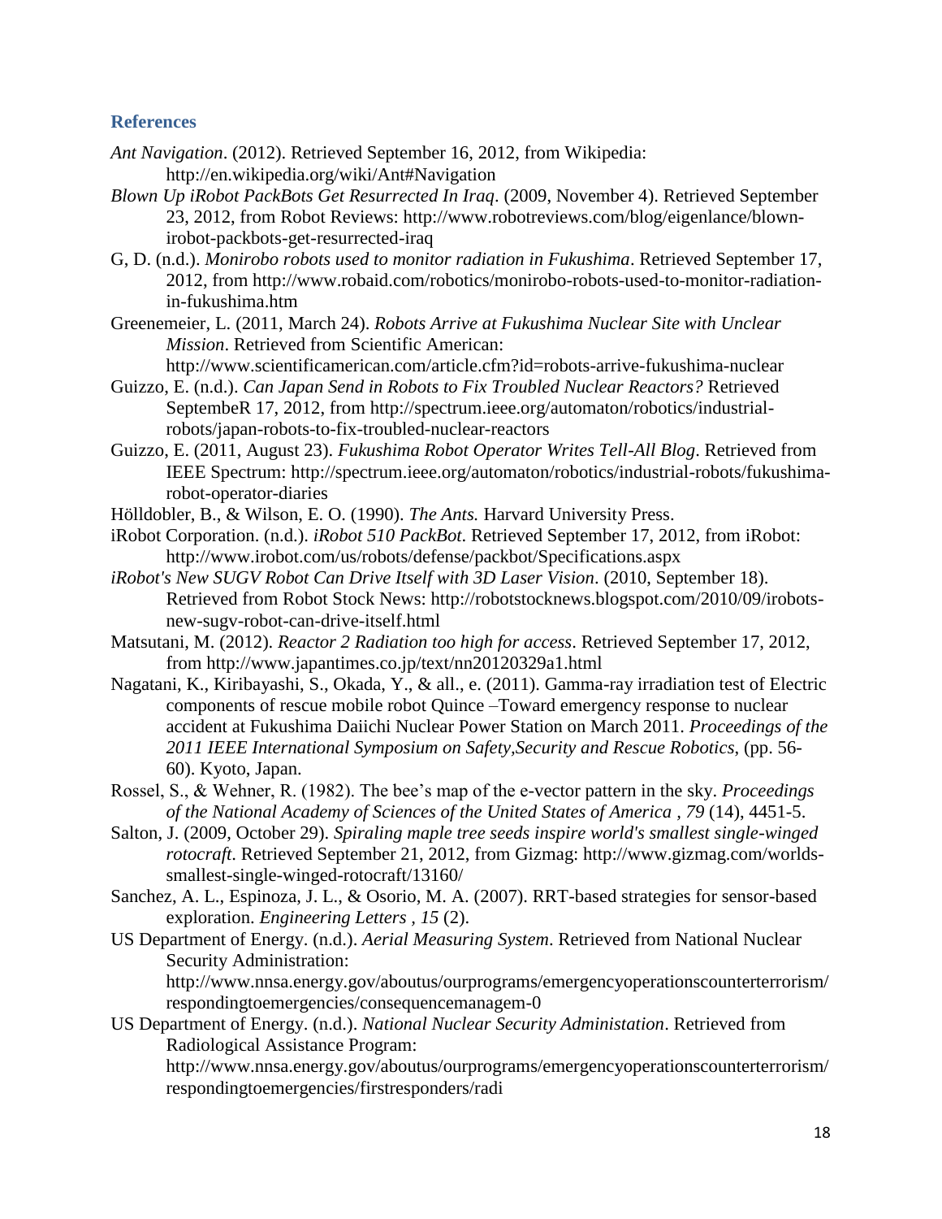## References

*Ant Navigation*. (2012). Retrieved September 16, 2012, from Wikipedia: http://en.wikipedia.org/wiki/Ant#Navigation

*Blown Up iRobot PackBots Get Resurrected In Iraq*. (2009, November 4). Retrieved September 23, 2012, from Robot Reviews: http://www.robotreviews.com/blog/eigenlance/blown-irobot-packbots-get-resurrected-iraq

G, D. (n.d.). *Monirobo robots used to monitor radiation in Fukushima*. Retrieved September 17, 2012, from http://www.robaid.com/robotics/monirobo-robots-used-to-monitor-radiation-in-fukushima.htm

Greenemeier, L. (2011, March 24). *Robots Arrive at Fukushima Nuclear Site with Unclear Mission*. Retrieved from Scientific American: http://www.scientificamerican.com/article.cfm?id=robots-arrive-fukushima-nuclear

Guizzo, E. (n.d.). *Can Japan Send in Robots to Fix Troubled Nuclear Reactors?* Retrieved SeptembeR 17, 2012, from http://spectrum.ieee.org/automaton/robotics/industrial-robots/japan-robots-to-fix-troubled-nuclear-reactors

Guizzo, E. (2011, August 23). *Fukushima Robot Operator Writes Tell-All Blog*. Retrieved from IEEE Spectrum: http://spectrum.ieee.org/automaton/robotics/industrial-robots/fukushima-robot-operator-diaries

Hölldobler, B., & Wilson, E. O. (1990). *The Ants.* Harvard University Press.

iRobot Corporation. (n.d.). *iRobot 510 PackBot*. Retrieved September 17, 2012, from iRobot: http://www.irobot.com/us/robots/defense/packbot/Specifications.aspx

*iRobot's New SUGV Robot Can Drive Itself with 3D Laser Vision*. (2010, September 18). Retrieved from Robot Stock News: http://robotstocknews.blogspot.com/2010/09/irobots-new-sugv-robot-can-drive-itself.html

Matsutani, M. (2012). *Reactor 2 Radiation too high for access*. Retrieved September 17, 2012, from http://www.japantimes.co.jp/text/nn20120329a1.html

Nagatani, K., Kiribayashi, S., Okada, Y., & all., e. (2011). Gamma-ray irradiation test of Electric components of rescue mobile robot Quince –Toward emergency response to nuclear accident at Fukushima Daiichi Nuclear Power Station on March 2011. *Proceedings of the 2011 IEEE International Symposium on Safety,Security and Rescue Robotics*, (pp. 56-60). Kyoto, Japan.

Rossel, S., & Wehner, R. (1982). The bee's map of the e-vector pattern in the sky. *Proceedings of the National Academy of Sciences of the United States of America , 79* (14), 4451-5.

Salton, J. (2009, October 29). *Spiraling maple tree seeds inspire world's smallest single-winged rotocraft*. Retrieved September 21, 2012, from Gizmag: http://www.gizmag.com/worlds-smallest-single-winged-rotocraft/13160/

Sanchez, A. L., Espinoza, J. L., & Osorio, M. A. (2007). RRT-based strategies for sensor-based exploration. *Engineering Letters , 15* (2).

US Department of Energy. (n.d.). *Aerial Measuring System*. Retrieved from National Nuclear Security Administration: http://www.nnsa.energy.gov/aboutus/ourprograms/emergencyoperationscounterterrorism/respondingtoemergencies/consequencemanagem-0

US Department of Energy. (n.d.). *National Nuclear Security Administation*. Retrieved from Radiological Assistance Program: http://www.nnsa.energy.gov/aboutus/ourprograms/emergencyoperationscounterterrorism/respondingtoemergencies/firstresponders/radi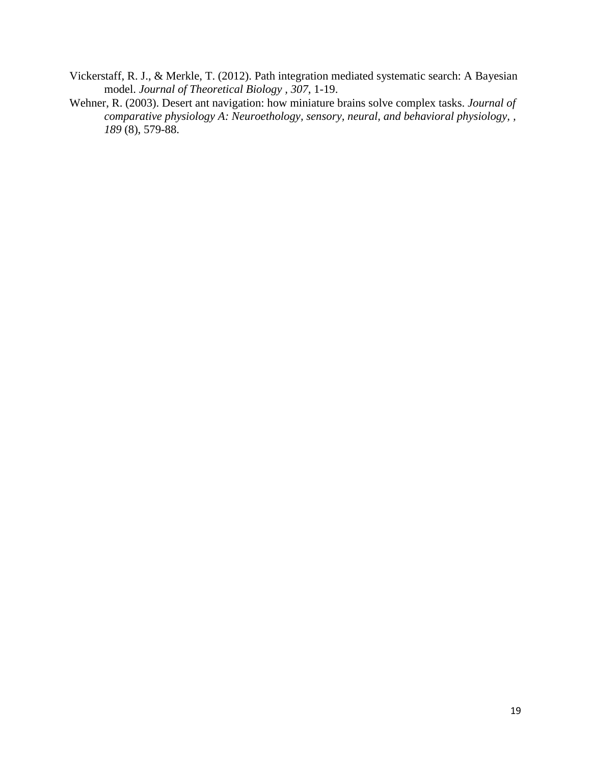Vickerstaff, R. J., & Merkle, T. (2012). Path integration mediated systematic search: A Bayesian model. *Journal of Theoretical Biology , 307*, 1-19.

Wehner, R. (2003). Desert ant navigation: how miniature brains solve complex tasks. *Journal of comparative physiology A: Neuroethology, sensory, neural, and behavioral physiology, , 189* (8), 579-88.